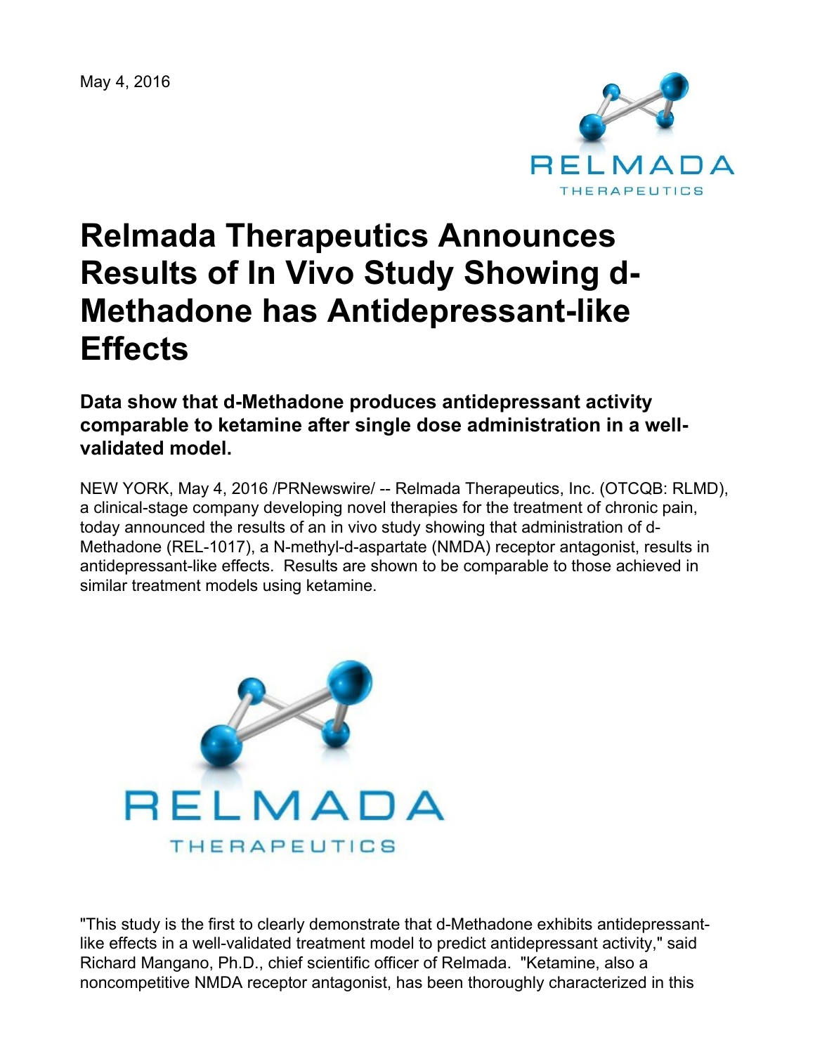May 4, 2016

# Relmada Therapeutics Announces Results of In Vivo Study Showing d-Methadone has Antidepressant-like Effects

### Data show that d-Methadone produces antidepressant activity comparable to ketamine after single dose administration in a well-validated model.

NEW YORK, May 4, 2016 /PRNewswire/ -- Relmada Therapeutics, Inc. (OTCQB: RLMD), a clinical-stage company developing novel therapies for the treatment of chronic pain, today announced the results of an in vivo study showing that administration of d-Methadone (REL-1017), a N-methyl-d-aspartate (NMDA) receptor antagonist, results in antidepressant-like effects. Results are shown to be comparable to those achieved in similar treatment models using ketamine.

"This study is the first to clearly demonstrate that d-Methadone exhibits antidepressant-like effects in a well-validated treatment model to predict antidepressant activity," said Richard Mangano, Ph.D., chief scientific officer of Relmada. "Ketamine, also a noncompetitive NMDA receptor antagonist, has been thoroughly characterized in this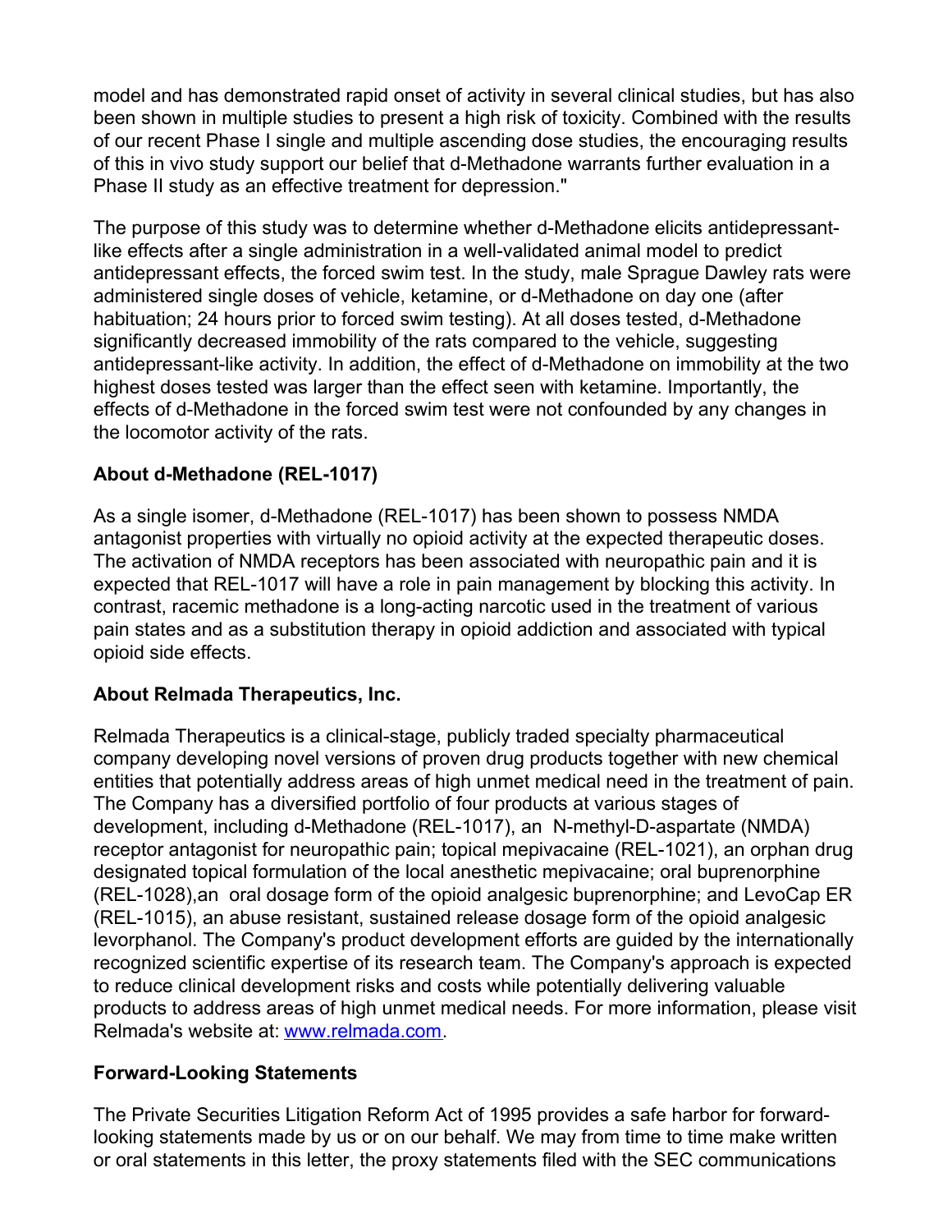model and has demonstrated rapid onset of activity in several clinical studies, but has also been shown in multiple studies to present a high risk of toxicity. Combined with the results of our recent Phase I single and multiple ascending dose studies, the encouraging results of this in vivo study support our belief that d-Methadone warrants further evaluation in a Phase II study as an effective treatment for depression."

The purpose of this study was to determine whether d-Methadone elicits antidepressant-like effects after a single administration in a well-validated animal model to predict antidepressant effects, the forced swim test. In the study, male Sprague Dawley rats were administered single doses of vehicle, ketamine, or d-Methadone on day one (after habituation; 24 hours prior to forced swim testing). At all doses tested, d-Methadone significantly decreased immobility of the rats compared to the vehicle, suggesting antidepressant-like activity. In addition, the effect of d-Methadone on immobility at the two highest doses tested was larger than the effect seen with ketamine. Importantly, the effects of d-Methadone in the forced swim test were not confounded by any changes in the locomotor activity of the rats.

## About d-Methadone (REL-1017)

As a single isomer, d-Methadone (REL-1017) has been shown to possess NMDA antagonist properties with virtually no opioid activity at the expected therapeutic doses. The activation of NMDA receptors has been associated with neuropathic pain and it is expected that REL-1017 will have a role in pain management by blocking this activity. In contrast, racemic methadone is a long-acting narcotic used in the treatment of various pain states and as a substitution therapy in opioid addiction and associated with typical opioid side effects.

## About Relmada Therapeutics, Inc.

Relmada Therapeutics is a clinical-stage, publicly traded specialty pharmaceutical company developing novel versions of proven drug products together with new chemical entities that potentially address areas of high unmet medical need in the treatment of pain. The Company has a diversified portfolio of four products at various stages of development, including d-Methadone (REL-1017), an N-methyl-D-aspartate (NMDA) receptor antagonist for neuropathic pain; topical mepivacaine (REL-1021), an orphan drug designated topical formulation of the local anesthetic mepivacaine; oral buprenorphine (REL-1028),an oral dosage form of the opioid analgesic buprenorphine; and LevoCap ER (REL-1015), an abuse resistant, sustained release dosage form of the opioid analgesic levorphanol. The Company's product development efforts are guided by the internationally recognized scientific expertise of its research team. The Company's approach is expected to reduce clinical development risks and costs while potentially delivering valuable products to address areas of high unmet medical needs. For more information, please visit Relmada's website at: [www.relmada.com](http://www.relmada.com).

## Forward-Looking Statements

The Private Securities Litigation Reform Act of 1995 provides a safe harbor for forward-looking statements made by us or on our behalf. We may from time to time make written or oral statements in this letter, the proxy statements filed with the SEC communications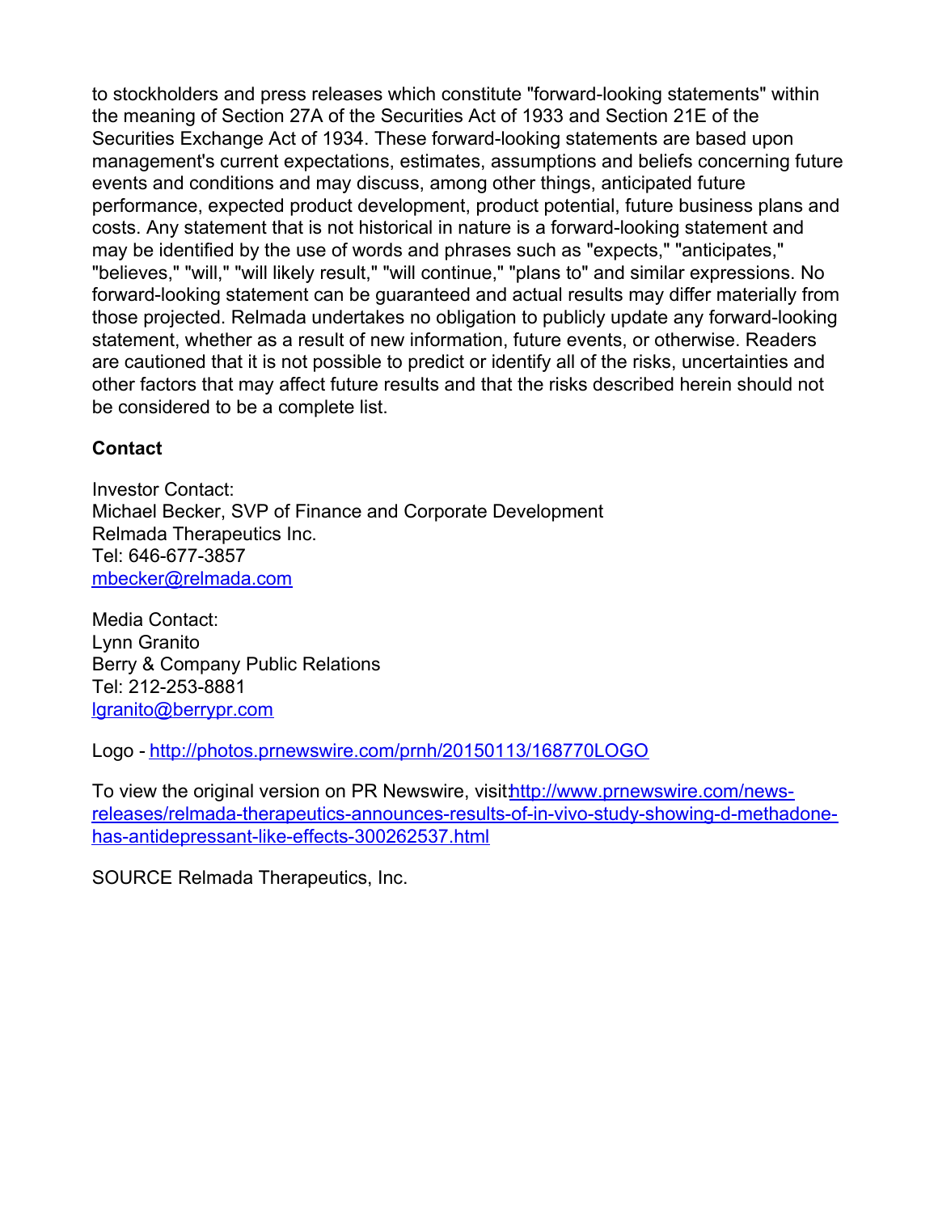to stockholders and press releases which constitute "forward-looking statements" within the meaning of Section 27A of the Securities Act of 1933 and Section 21E of the Securities Exchange Act of 1934. These forward-looking statements are based upon management's current expectations, estimates, assumptions and beliefs concerning future events and conditions and may discuss, among other things, anticipated future performance, expected product development, product potential, future business plans and costs. Any statement that is not historical in nature is a forward-looking statement and may be identified by the use of words and phrases such as "expects," "anticipates," "believes," "will," "will likely result," "will continue," "plans to" and similar expressions. No forward-looking statement can be guaranteed and actual results may differ materially from those projected. Relmada undertakes no obligation to publicly update any forward-looking statement, whether as a result of new information, future events, or otherwise. Readers are cautioned that it is not possible to predict or identify all of the risks, uncertainties and other factors that may affect future results and that the risks described herein should not be considered to be a complete list.

**Contact**

Investor Contact:
Michael Becker, SVP of Finance and Corporate Development
Relmada Therapeutics Inc.
Tel: 646-677-3857
mbecker@relmada.com

Media Contact:
Lynn Granito
Berry & Company Public Relations
Tel: 212-253-8881
lgranito@berrypr.com

Logo - http://photos.prnewswire.com/prnh/20150113/168770LOGO

To view the original version on PR Newswire, visit: http://www.prnewswire.com/news-releases/relmada-therapeutics-announces-results-of-in-vivo-study-showing-d-methadone-has-antidepressant-like-effects-300262537.html

SOURCE Relmada Therapeutics, Inc.